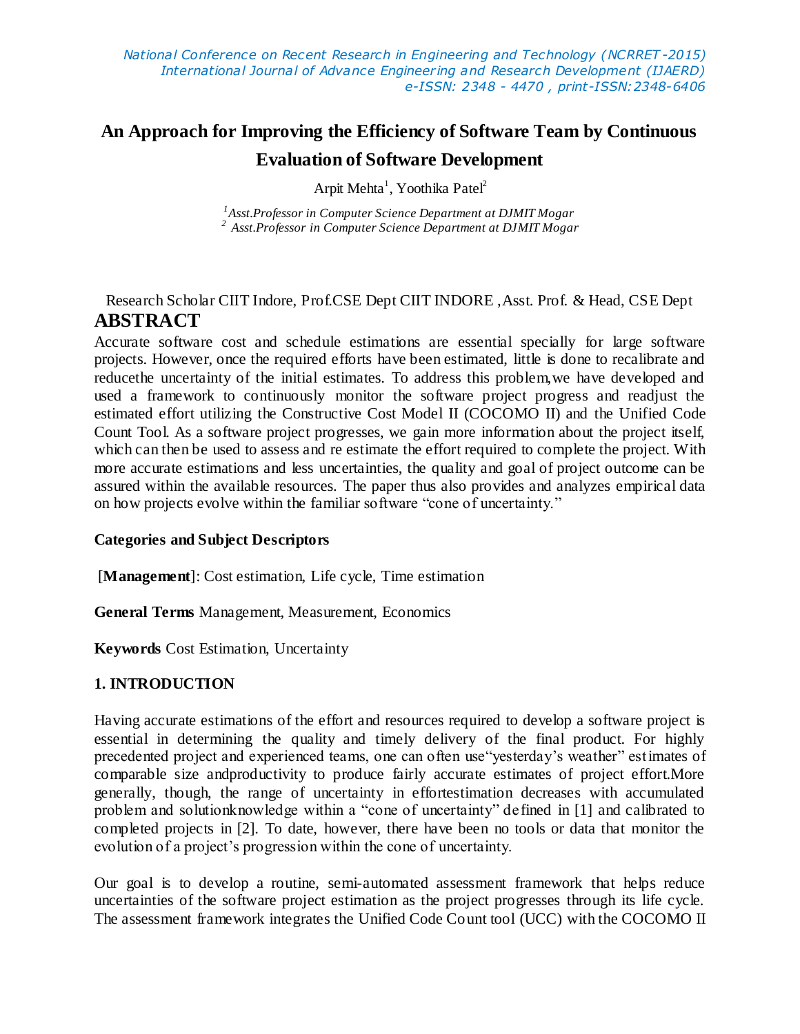# An Approach for Improving the Efficiency of Software Team by Continuous Evaluation of Software Development

Arpit Mehta[1], Yoothika Patel[2]

[1] *Asst.Professor in Computer Science Department at DJMIT Mogar*
[2] *Asst.Professor in Computer Science Department at DJMIT Mogar*

Research Scholar CIIT Indore, Prof.CSE Dept CIIT INDORE ,Asst. Prof. & Head, CSE Dept

## ABSTRACT

Accurate software cost and schedule estimations are essential specially for large software projects. However, once the required efforts have been estimated, little is done to recalibrate and reducethe uncertainty of the initial estimates. To address this problem,we have developed and used a framework to continuously monitor the software project progress and readjust the estimated effort utilizing the Constructive Cost Model II (COCOMO II) and the Unified Code Count Tool. As a software project progresses, we gain more information about the project itself, which can then be used to assess and re estimate the effort required to complete the project. With more accurate estimations and less uncertainties, the quality and goal of project outcome can be assured within the available resources. The paper thus also provides and analyzes empirical data on how projects evolve within the familiar software "cone of uncertainty."

**Categories and Subject Descriptors**

[**Management**]: Cost estimation, Life cycle, Time estimation

**General Terms** Management, Measurement, Economics

**Keywords** Cost Estimation, Uncertainty

### 1. INTRODUCTION

Having accurate estimations of the effort and resources required to develop a software project is essential in determining the quality and timely delivery of the final product. For highly precedented project and experienced teams, one can often use"yesterday's weather" estimates of comparable size andproductivity to produce fairly accurate estimates of project effort.More generally, though, the range of uncertainty in effortestimation decreases with accumulated problem and solutionknowledge within a "cone of uncertainty" defined in [1] and calibrated to completed projects in [2]. To date, however, there have been no tools or data that monitor the evolution of a project's progression within the cone of uncertainty.

Our goal is to develop a routine, semi-automated assessment framework that helps reduce uncertainties of the software project estimation as the project progresses through its life cycle. The assessment framework integrates the Unified Code Count tool (UCC) with the COCOMO II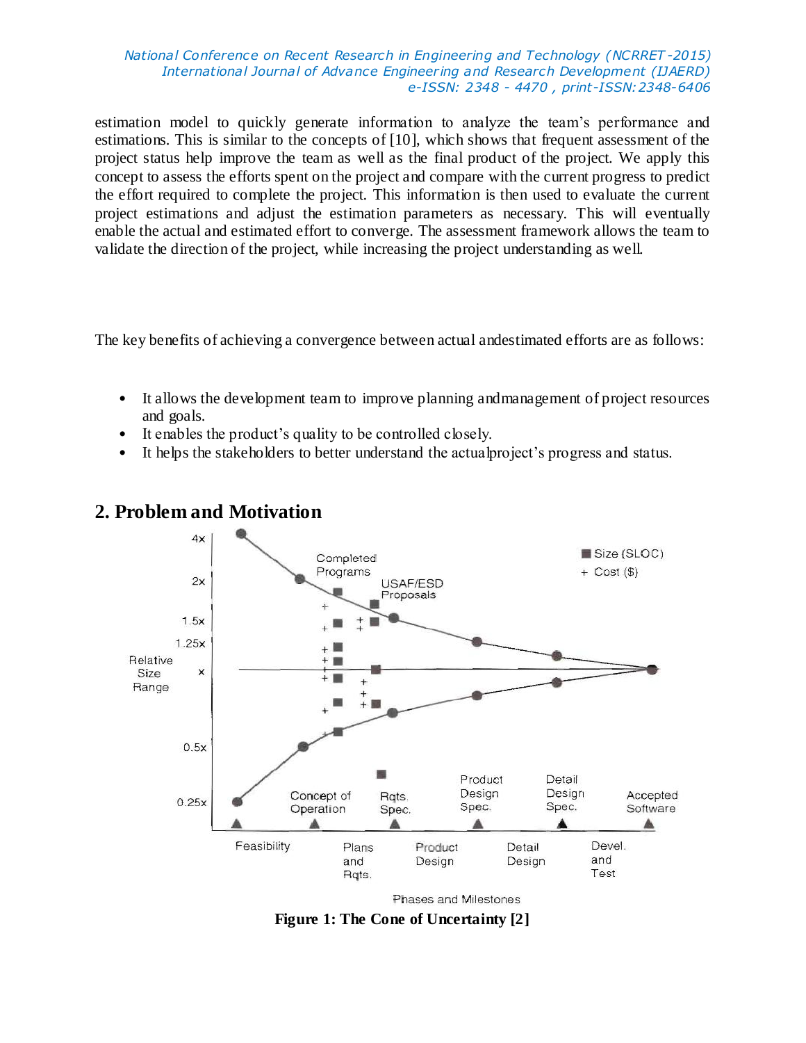estimation model to quickly generate information to analyze the team's performance and estimations. This is similar to the concepts of [10], which shows that frequent assessment of the project status help improve the team as well as the final product of the project. We apply this concept to assess the efforts spent on the project and compare with the current progress to predict the effort required to complete the project. This information is then used to evaluate the current project estimations and adjust the estimation parameters as necessary. This will eventually enable the actual and estimated effort to converge. The assessment framework allows the team to validate the direction of the project, while increasing the project understanding as well.

The key benefits of achieving a convergence between actual andestimated efforts are as follows:

- It allows the development team to improve planning andmanagement of project resources and goals.
- It enables the product's quality to be controlled closely.
- It helps the stakeholders to better understand the actualproject's progress and status.

## 2. Problem and Motivation

4x
2x
1.5x
1.25x
Relative Size Range
x
0.5x
0.25x
Completed Programs
USAF/ESD Proposals
Size (SLOC)
+ Cost ($)
Concept of Operation
Rqts. Spec.
Product Design Spec.
Detail Design Spec.
Accepted Software
Feasibility
Plans and Rqts.
Product Design
Detail Design
Devel. and Test
Phases and Milestones

**Figure 1: The Cone of Uncertainty [2]**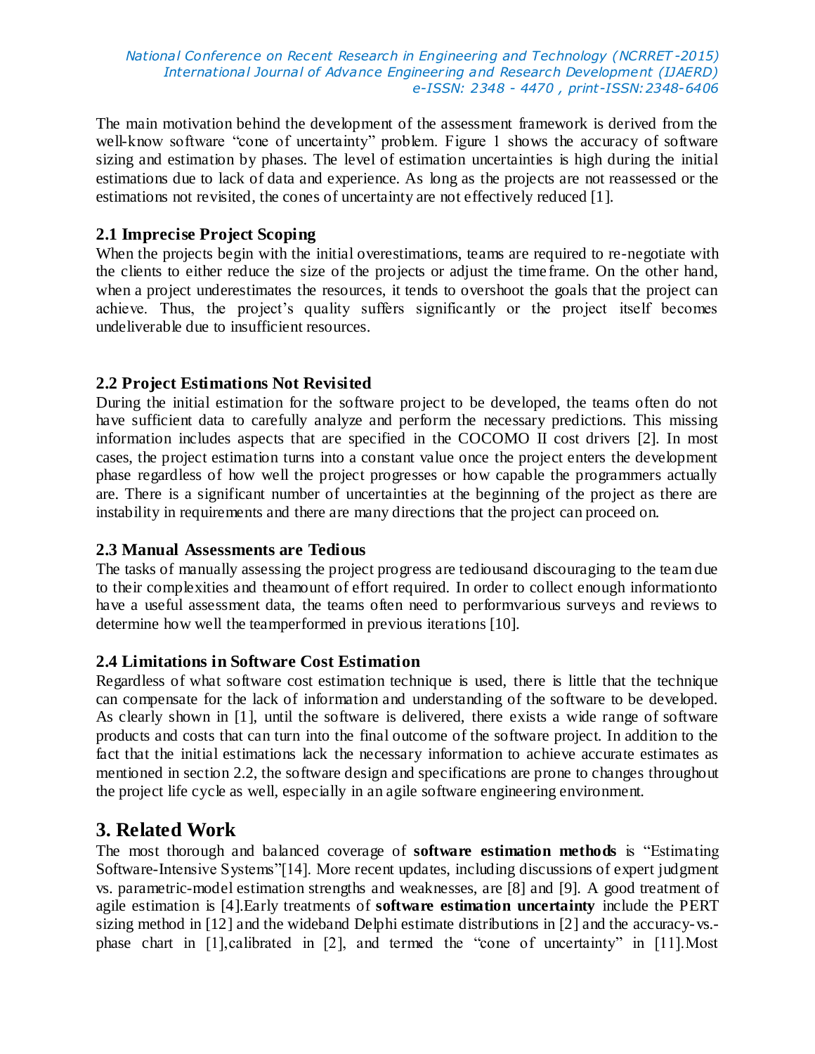The main motivation behind the development of the assessment framework is derived from the well-know software "cone of uncertainty" problem. Figure 1 shows the accuracy of software sizing and estimation by phases. The level of estimation uncertainties is high during the initial estimations due to lack of data and experience. As long as the projects are not reassessed or the estimations not revisited, the cones of uncertainty are not effectively reduced [1].

### 2.1 Imprecise Project Scoping

When the projects begin with the initial overestimations, teams are required to re-negotiate with the clients to either reduce the size of the projects or adjust the time frame. On the other hand, when a project underestimates the resources, it tends to overshoot the goals that the project can achieve. Thus, the project's quality suffers significantly or the project itself becomes undeliverable due to insufficient resources.

### 2.2 Project Estimations Not Revisited

During the initial estimation for the software project to be developed, the teams often do not have sufficient data to carefully analyze and perform the necessary predictions. This missing information includes aspects that are specified in the COCOMO II cost drivers [2]. In most cases, the project estimation turns into a constant value once the project enters the development phase regardless of how well the project progresses or how capable the programmers actually are. There is a significant number of uncertainties at the beginning of the project as there are instability in requirements and there are many directions that the project can proceed on.

### 2.3 Manual Assessments are Tedious

The tasks of manually assessing the project progress are tediousand discouraging to the team due to their complexities and theamount of effort required. In order to collect enough informationto have a useful assessment data, the teams often need to performvarious surveys and reviews to determine how well the teamperformed in previous iterations [10].

### 2.4 Limitations in Software Cost Estimation

Regardless of what software cost estimation technique is used, there is little that the technique can compensate for the lack of information and understanding of the software to be developed. As clearly shown in [1], until the software is delivered, there exists a wide range of software products and costs that can turn into the final outcome of the software project. In addition to the fact that the initial estimations lack the necessary information to achieve accurate estimates as mentioned in section 2.2, the software design and specifications are prone to changes throughout the project life cycle as well, especially in an agile software engineering environment.

## 3. Related Work

The most thorough and balanced coverage of **software estimation methods** is "Estimating Software-Intensive Systems"[14]. More recent updates, including discussions of expert judgment vs. parametric-model estimation strengths and weaknesses, are [8] and [9]. A good treatment of agile estimation is [4].Early treatments of **software estimation uncertainty** include the PERT sizing method in [12] and the wideband Delphi estimate distributions in [2] and the accuracy-vs.-phase chart in [1],calibrated in [2], and termed the "cone of uncertainty" in [11].Most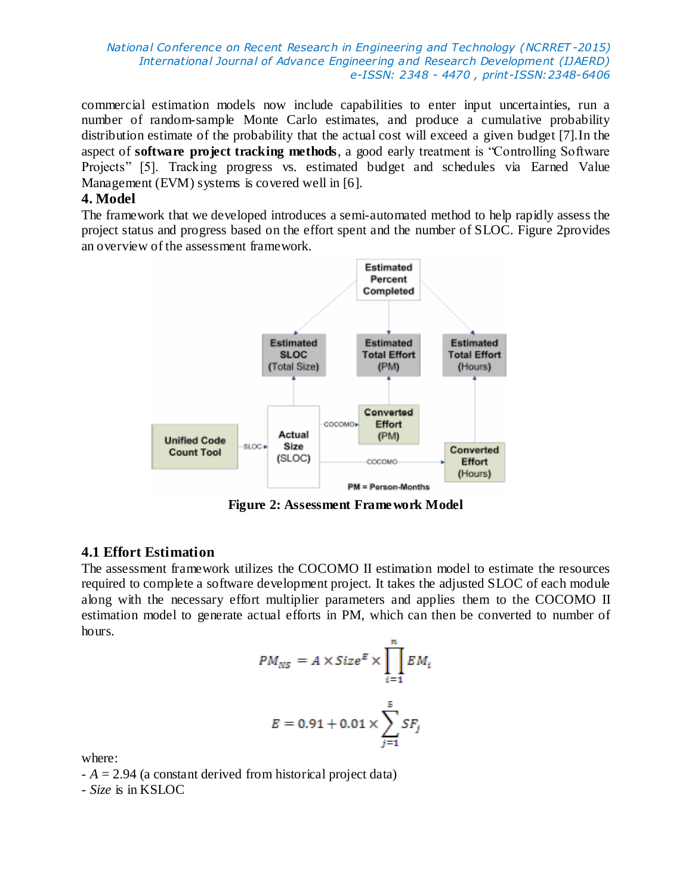commercial estimation models now include capabilities to enter input uncertainties, run a number of random-sample Monte Carlo estimates, and produce a cumulative probability distribution estimate of the probability that the actual cost will exceed a given budget [7].In the aspect of **software project tracking methods**, a good early treatment is "Controlling Software Projects" [5]. Tracking progress vs. estimated budget and schedules via Earned Value Management (EVM) systems is covered well in [6].

## 4. Model

The framework that we developed introduces a semi-automated method to help rapidly assess the project status and progress based on the effort spent and the number of SLOC. Figure 2provides an overview of the assessment framework.

Estimated Percent Completed

Estimated SLOC (Total Size)

Estimated Total Effort (PM)

Estimated Total Effort (Hours)

Converted Effort (PM)

Unified Code Count Tool

SLOC

Actual Size (SLOC)

COCOMO

Converted Effort (Hours)

PM = Person-Months

**Figure 2: Assessment Framework Model**

### 4.1 Effort Estimation

The assessment framework utilizes the COCOMO II estimation model to estimate the resources required to complete a software development project. It takes the adjusted SLOC of each module along with the necessary effort multiplier parameters and applies them to the COCOMO II estimation model to generate actual efforts in PM, which can then be converted to number of hours.

$$PM_{NS} = A \times Size^{E} \times \prod_{i=1}^{n} EM_i$$

$$E = 0.91 + 0.01 \times \sum_{j=1}^{5} SF_j$$

where:

- $A$ = 2.94 (a constant derived from historical project data)
- *Size* is in KSLOC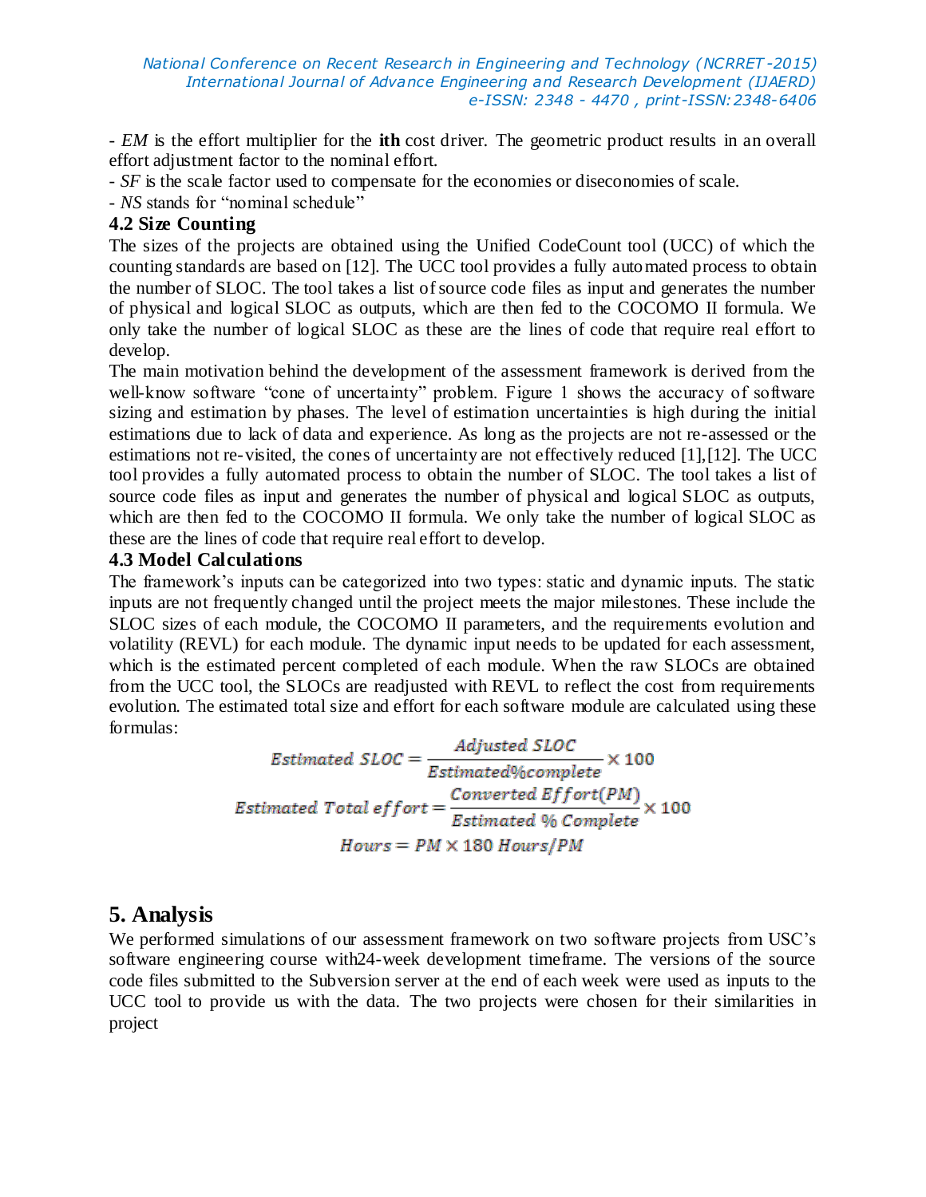- *EM* is the effort multiplier for the **ith** cost driver. The geometric product results in an overall effort adjustment factor to the nominal effort.
- *SF* is the scale factor used to compensate for the economies or diseconomies of scale.
- *NS* stands for "nominal schedule"

### 4.2 Size Counting

The sizes of the projects are obtained using the Unified CodeCount tool (UCC) of which the counting standards are based on [12]. The UCC tool provides a fully automated process to obtain the number of SLOC. The tool takes a list of source code files as input and generates the number of physical and logical SLOC as outputs, which are then fed to the COCOMO II formula. We only take the number of logical SLOC as these are the lines of code that require real effort to develop.

The main motivation behind the development of the assessment framework is derived from the well-know software "cone of uncertainty" problem. Figure 1 shows the accuracy of software sizing and estimation by phases. The level of estimation uncertainties is high during the initial estimations due to lack of data and experience. As long as the projects are not re-assessed or the estimations not re-visited, the cones of uncertainty are not effectively reduced [1],[12]. The UCC tool provides a fully automated process to obtain the number of SLOC. The tool takes a list of source code files as input and generates the number of physical and logical SLOC as outputs, which are then fed to the COCOMO II formula. We only take the number of logical SLOC as these are the lines of code that require real effort to develop.

### 4.3 Model Calculations

The framework's inputs can be categorized into two types: static and dynamic inputs. The static inputs are not frequently changed until the project meets the major milestones. These include the SLOC sizes of each module, the COCOMO II parameters, and the requirements evolution and volatility (REVL) for each module. The dynamic input needs to be updated for each assessment, which is the estimated percent completed of each module. When the raw SLOCs are obtained from the UCC tool, the SLOCs are readjusted with REVL to reflect the cost from requirements evolution. The estimated total size and effort for each software module are calculated using these formulas:

$$Estimated\ SLOC = \frac{Adjusted\ SLOC}{Estimated\%complete} \times 100$$

$$Estimated\ Total\ effort = \frac{Converted\ Effort(PM)}{Estimated\ \%\ Complete} \times 100$$

$$Hours = PM \times 180\ Hours/PM$$

## 5. Analysis

We performed simulations of our assessment framework on two software projects from USC's software engineering course with24-week development timeframe. The versions of the source code files submitted to the Subversion server at the end of each week were used as inputs to the UCC tool to provide us with the data. The two projects were chosen for their similarities in project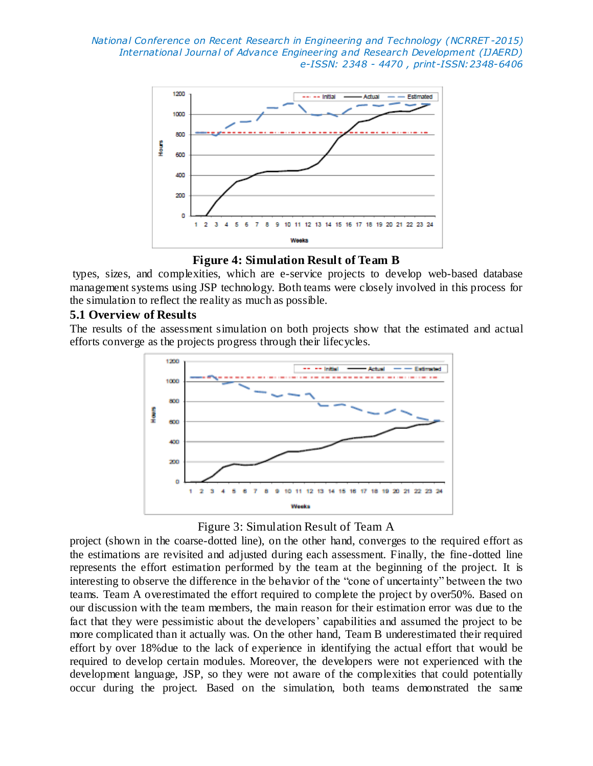1200
1000
800
600
400
200
0

Hours

1 2 3 4 5 6 7 8 9 10 11 12 13 14 15 16 17 18 19 20 21 22 23 24

Weeks

Initial
Actual
Estimated

**Figure 4: Simulation Result of Team B**

types, sizes, and complexities, which are e-service projects to develop web-based database management systems using JSP technology. Both teams were closely involved in this process for the simulation to reflect the reality as much as possible.

### 5.1 Overview of Results

The results of the assessment simulation on both projects show that the estimated and actual efforts converge as the projects progress through their lifecycles.

1200
1000
800
600
400
200
0

Hours

1 2 3 4 5 6 7 8 9 10 11 12 13 14 15 16 17 18 19 20 21 22 23 24

Weeks

Initial
Actual
Estimated

Figure 3: Simulation Result of Team A

project (shown in the coarse-dotted line), on the other hand, converges to the required effort as the estimations are revisited and adjusted during each assessment. Finally, the fine-dotted line represents the effort estimation performed by the team at the beginning of the project. It is interesting to observe the difference in the behavior of the "cone of uncertainty" between the two teams. Team A overestimated the effort required to complete the project by over50%. Based on our discussion with the team members, the main reason for their estimation error was due to the fact that they were pessimistic about the developers' capabilities and assumed the project to be more complicated than it actually was. On the other hand, Team B underestimated their required effort by over 18%due to the lack of experience in identifying the actual effort that would be required to develop certain modules. Moreover, the developers were not experienced with the development language, JSP, so they were not aware of the complexities that could potentially occur during the project. Based on the simulation, both teams demonstrated the same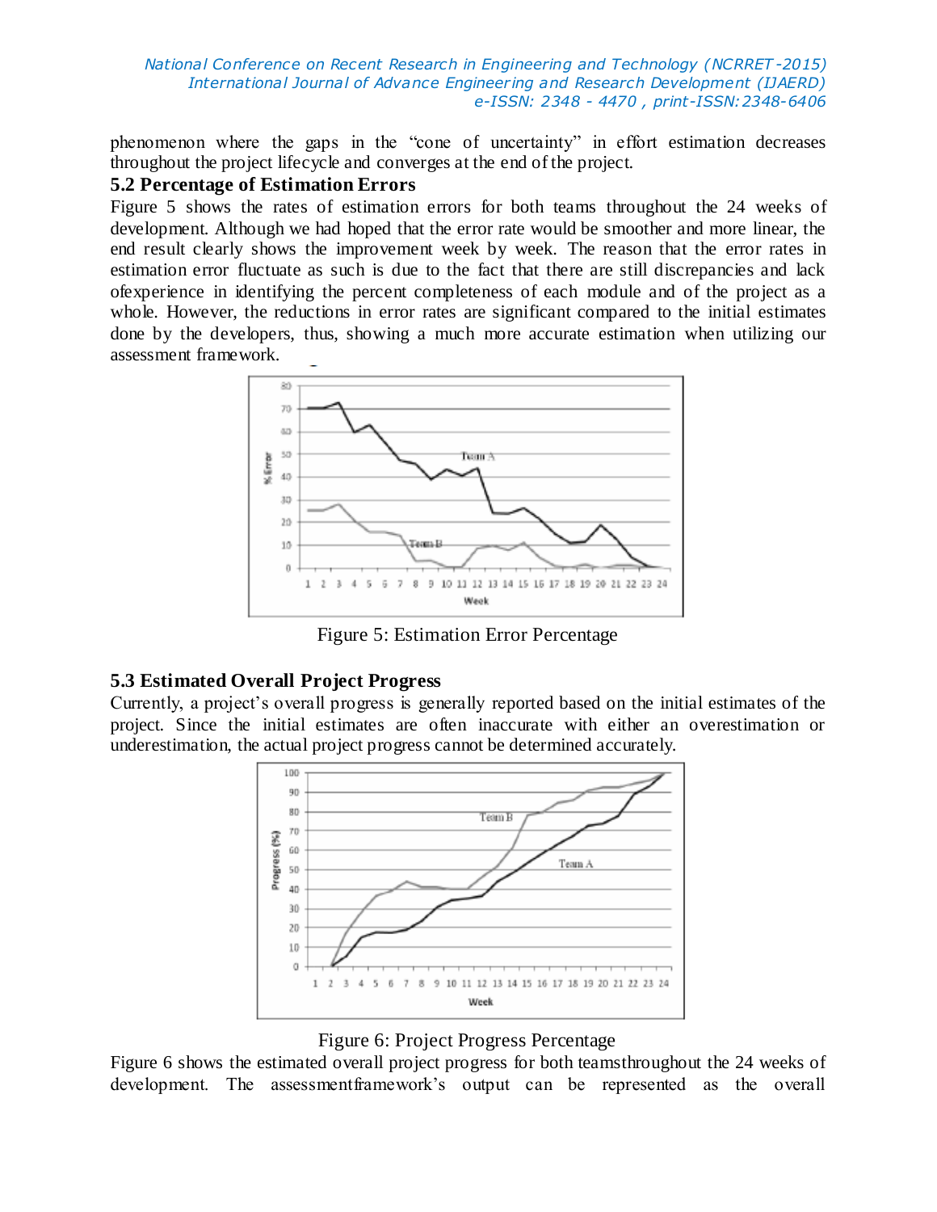phenomenon where the gaps in the "cone of uncertainty" in effort estimation decreases throughout the project lifecycle and converges at the end of the project.

### 5.2 Percentage of Estimation Errors

Figure 5 shows the rates of estimation errors for both teams throughout the 24 weeks of development. Although we had hoped that the error rate would be smoother and more linear, the end result clearly shows the improvement week by week. The reason that the error rates in estimation error fluctuate as such is due to the fact that there are still discrepancies and lack ofexperience in identifying the percent completeness of each module and of the project as a whole. However, the reductions in error rates are significant compared to the initial estimates done by the developers, thus, showing a much more accurate estimation when utilizing our assessment framework.

80
70
60
50
40
30
20
10
0
% Error
Team A
Team B
1 2 3 4 5 6 7 8 9 10 11 12 13 14 15 16 17 18 19 20 21 22 23 24
Week

Figure 5: Estimation Error Percentage

### 5.3 Estimated Overall Project Progress

Currently, a project's overall progress is generally reported based on the initial estimates of the project. Since the initial estimates are often inaccurate with either an overestimation or underestimation, the actual project progress cannot be determined accurately.

100
90
80
70
60
50
40
30
20
10
0
Progress (%)
Team B
Team A
1 2 3 4 5 6 7 8 9 10 11 12 13 14 15 16 17 18 19 20 21 22 23 24
Week

Figure 6: Project Progress Percentage

Figure 6 shows the estimated overall project progress for both teamsthroughout the 24 weeks of development. The assessmentframework's output can be represented as the overall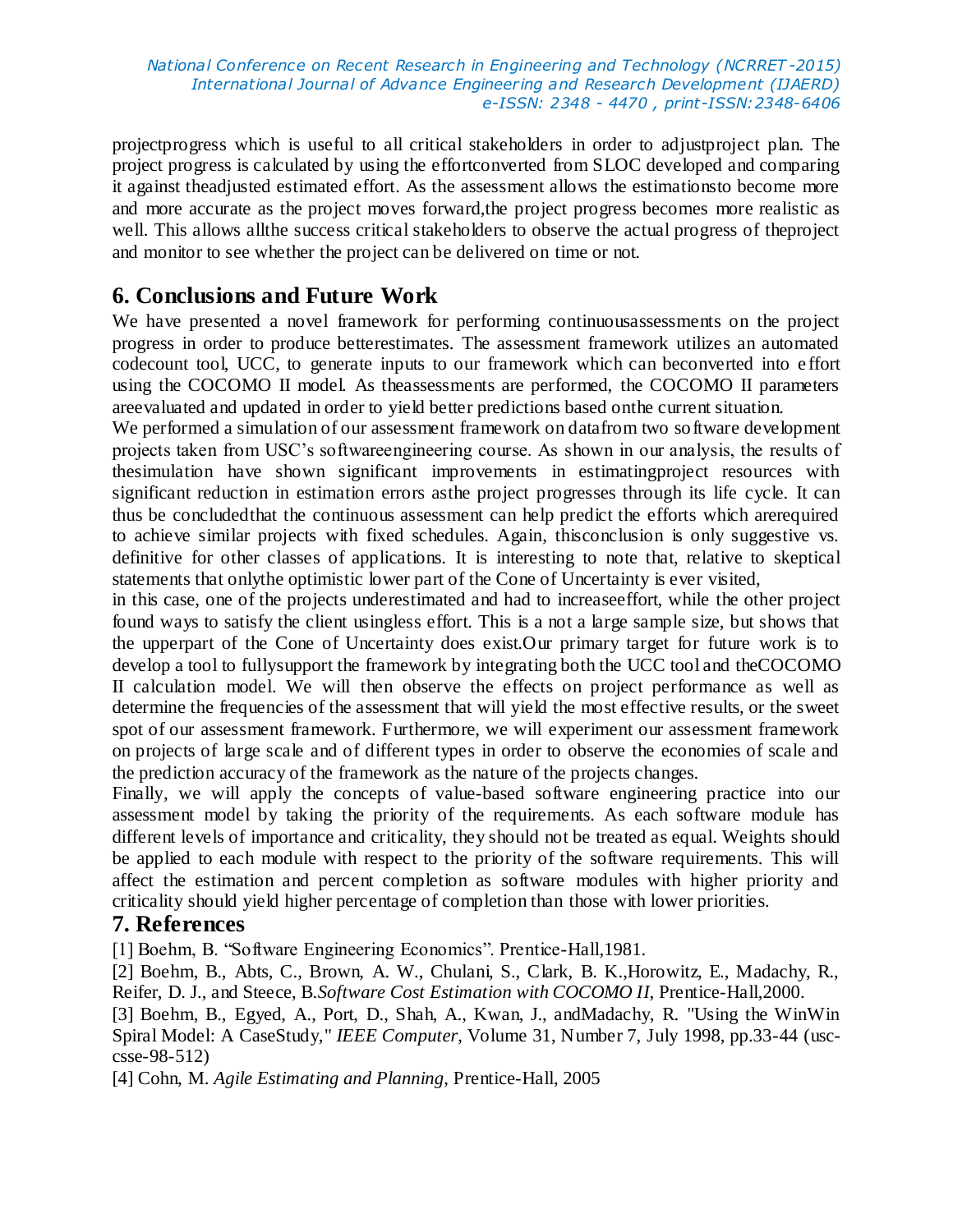projectprogress which is useful to all critical stakeholders in order to adjustproject plan. The project progress is calculated by using the effortconverted from SLOC developed and comparing it against theadjusted estimated effort. As the assessment allows the estimationsto become more and more accurate as the project moves forward,the project progress becomes more realistic as well. This allows allthe success critical stakeholders to observe the actual progress of theproject and monitor to see whether the project can be delivered on time or not.

## 6. Conclusions and Future Work

We have presented a novel framework for performing continuousassessments on the project progress in order to produce betterestimates. The assessment framework utilizes an automated codecount tool, UCC, to generate inputs to our framework which can beconverted into effort using the COCOMO II model. As theassessments are performed, the COCOMO II parameters areevaluated and updated in order to yield better predictions basedonthe current situation.

We performed a simulation of our assessment framework on datafrom two software development projects taken from USC's softwareengineering course. As shown in our analysis, the results of thesimulation have shown significant improvements in estimatingproject resources with significant reduction in estimation errors asthe project progresses through its life cycle. It can thus be concludedthat the continuous assessment can help predict the efforts which arerequired to achieve similar projects with fixed schedules. Again, thisconclusion is only suggestive vs. definitive for other classes of applications. It is interesting to note that, relative to skeptical statements that onlythe optimistic lower part of the Cone of Uncertainty is ever visited,

in this case, one of the projects underestimated and had to increaseeffort, while the other project found ways to satisfy the client usingless effort. This is a not a large sample size, but shows that the upperpart of the Cone of Uncertainty does exist.Our primary target for future work is to develop a tool to fullysupport the framework by integrating both the UCC tool and theCOCOMO II calculation model. We will then observe the effects on project performance as well as determine the frequencies of the assessment that will yield the most effective results, or the sweet spot of our assessment framework. Furthermore, we will experiment our assessment framework on projects of large scale and of different types in order to observe the economies of scale and the prediction accuracy of the framework as the nature of the projects changes.

Finally, we will apply the concepts of value-based software engineering practice into our assessment model by taking the priority of the requirements. As each software module has different levels of importance and criticality, they should not be treated as equal. Weights should be applied to each module with respect to the priority of the software requirements. This will affect the estimation and percent completion as software modules with higher priority and criticality should yield higher percentage of completion than those with lower priorities.

## 7. References

[1] Boehm, B. "Software Engineering Economics". Prentice-Hall,1981.

[2] Boehm, B., Abts, C., Brown, A. W., Chulani, S., Clark, B. K.,Horowitz, E., Madachy, R., Reifer, D. J., and Steece, B.*Software Cost Estimation with COCOMO II*, Prentice-Hall,2000.

[3] Boehm, B., Egyed, A., Port, D., Shah, A., Kwan, J., andMadachy, R. "Using the WinWin Spiral Model: A CaseStudy," *IEEE Computer*, Volume 31, Number 7, July 1998, pp.33-44 (usc-csse-98-512)

[4] Cohn, M. *Agile Estimating and Planning*, Prentice-Hall, 2005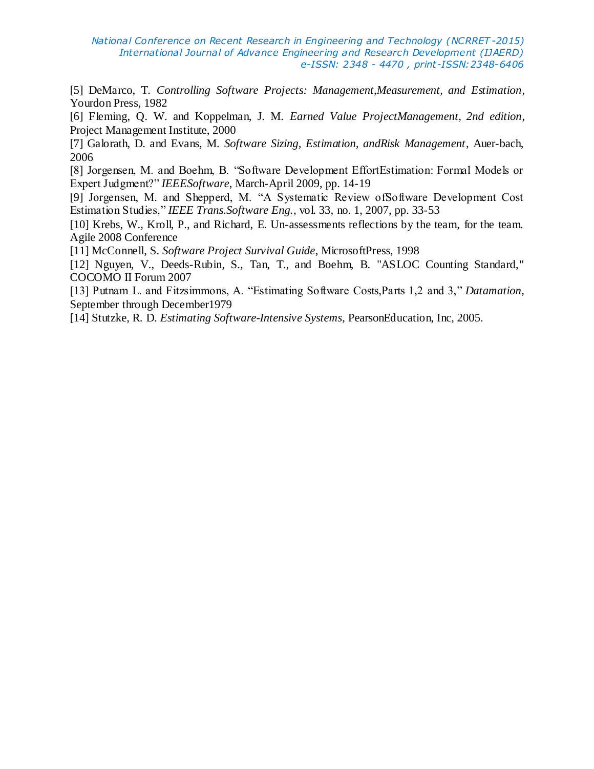[5] DeMarco, T. *Controlling Software Projects: Management,Measurement, and Estimation*, Yourdon Press, 1982

[6] Fleming, Q. W. and Koppelman, J. M. *Earned Value ProjectManagement, 2nd edition*, Project Management Institute, 2000

[7] Galorath, D. and Evans, M. *Software Sizing, Estimation, andRisk Management*, Auer-bach, 2006

[8] Jorgensen, M. and Boehm, B. "Software Development EffortEstimation: Formal Models or Expert Judgment?" *IEEESoftware*, March-April 2009, pp. 14-19

[9] Jorgensen, M. and Shepperd, M. "A Systematic Review ofSoftware Development Cost Estimation Studies," *IEEE Trans.Software Eng.*, vol. 33, no. 1, 2007, pp. 33-53

[10] Krebs, W., Kroll, P., and Richard, E. Un-assessments reflections by the team, for the team. Agile 2008 Conference

[11] McConnell, S. *Software Project Survival Guide*, MicrosoftPress, 1998

[12] Nguyen, V., Deeds-Rubin, S., Tan, T., and Boehm, B. "ASLOC Counting Standard," COCOMO II Forum 2007

[13] Putnam L. and Fitzsimmons, A. "Estimating Software Costs,Parts 1,2 and 3," *Datamation*, September through December1979

[14] Stutzke, R. D. *Estimating Software-Intensive Systems*, PearsonEducation, Inc, 2005.